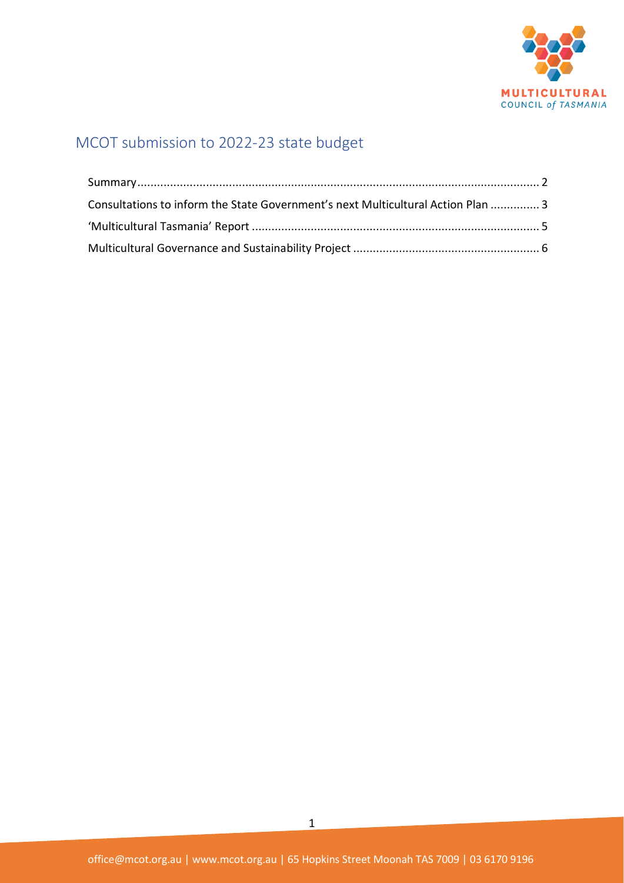# MCOT submission to 2022-23 state budget

Summary ........................................................................................................................ 2

Consultations to inform the State Government's next Multicultural Action Plan ............... 3

'Multicultural Tasmania' Report ........................................................................................ 5

Multicultural Governance and Sustainability Project ......................................................... 6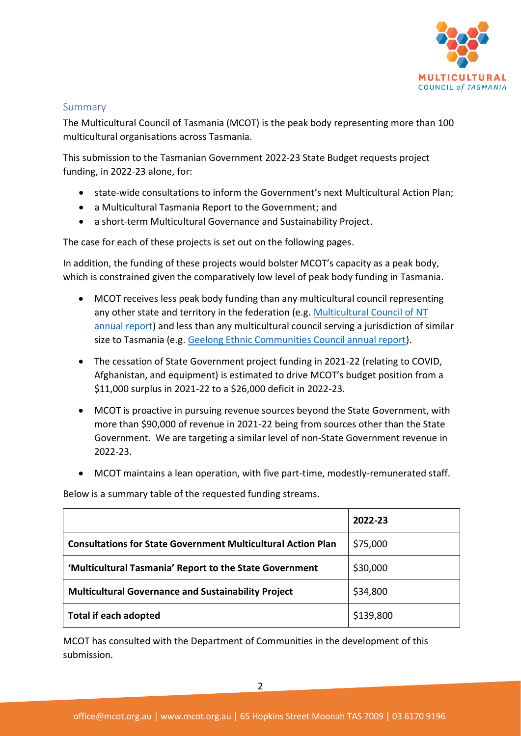## Summary

The Multicultural Council of Tasmania (MCOT) is the peak body representing more than 100 multicultural organisations across Tasmania.

This submission to the Tasmanian Government 2022-23 State Budget requests project funding, in 2022-23 alone, for:

- state-wide consultations to inform the Government's next Multicultural Action Plan;
- a Multicultural Tasmania Report to the Government; and
- a short-term Multicultural Governance and Sustainability Project.

The case for each of these projects is set out on the following pages.

In addition, the funding of these projects would bolster MCOT's capacity as a peak body, which is constrained given the comparatively low level of peak body funding in Tasmania.

- MCOT receives less peak body funding than any multicultural council representing any other state and territory in the federation (e.g. [Multicultural Council of NT annual report]) and less than any multicultural council serving a jurisdiction of similar size to Tasmania (e.g. [Geelong Ethnic Communities Council annual report]).

- The cessation of State Government project funding in 2021-22 (relating to COVID, Afghanistan, and equipment) is estimated to drive MCOT's budget position from a \$11,000 surplus in 2021-22 to a \$26,000 deficit in 2022-23.

- MCOT is proactive in pursuing revenue sources beyond the State Government, with more than \$90,000 of revenue in 2021-22 being from sources other than the State Government. We are targeting a similar level of non-State Government revenue in 2022-23.

- MCOT maintains a lean operation, with five part-time, modestly-remunerated staff.

Below is a summary table of the requested funding streams.

| | **2022-23** |
|---|---|
| **Consultations for State Government Multicultural Action Plan** | \$75,000 |
| **'Multicultural Tasmania' Report to the State Government** | \$30,000 |
| **Multicultural Governance and Sustainability Project** | \$34,800 |
| **Total if each adopted** | \$139,800 |

MCOT has consulted with the Department of Communities in the development of this submission.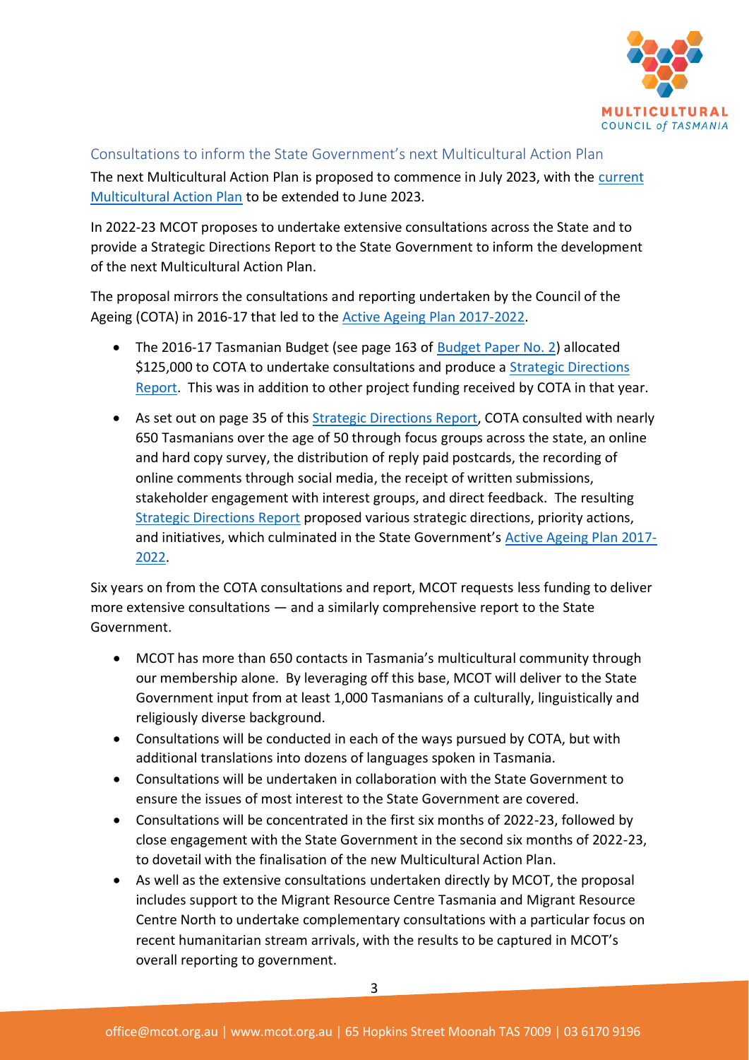## Consultations to inform the State Government's next Multicultural Action Plan

The next Multicultural Action Plan is proposed to commence in July 2023, with the current Multicultural Action Plan to be extended to June 2023.

In 2022-23 MCOT proposes to undertake extensive consultations across the State and to provide a Strategic Directions Report to the State Government to inform the development of the next Multicultural Action Plan.

The proposal mirrors the consultations and reporting undertaken by the Council of the Ageing (COTA) in 2016-17 that led to the Active Ageing Plan 2017-2022.

- The 2016-17 Tasmanian Budget (see page 163 of Budget Paper No. 2) allocated \$125,000 to COTA to undertake consultations and produce a Strategic Directions Report. This was in addition to other project funding received by COTA in that year.
- As set out on page 35 of this Strategic Directions Report, COTA consulted with nearly 650 Tasmanians over the age of 50 through focus groups across the state, an online and hard copy survey, the distribution of reply paid postcards, the recording of online comments through social media, the receipt of written submissions, stakeholder engagement with interest groups, and direct feedback. The resulting Strategic Directions Report proposed various strategic directions, priority actions, and initiatives, which culminated in the State Government's Active Ageing Plan 2017-2022.

Six years on from the COTA consultations and report, MCOT requests less funding to deliver more extensive consultations — and a similarly comprehensive report to the State Government.

- MCOT has more than 650 contacts in Tasmania's multicultural community through our membership alone. By leveraging off this base, MCOT will deliver to the State Government input from at least 1,000 Tasmanians of a culturally, linguistically and religiously diverse background.
- Consultations will be conducted in each of the ways pursued by COTA, but with additional translations into dozens of languages spoken in Tasmania.
- Consultations will be undertaken in collaboration with the State Government to ensure the issues of most interest to the State Government are covered.
- Consultations will be concentrated in the first six months of 2022-23, followed by close engagement with the State Government in the second six months of 2022-23, to dovetail with the finalisation of the new Multicultural Action Plan.
- As well as the extensive consultations undertaken directly by MCOT, the proposal includes support to the Migrant Resource Centre Tasmania and Migrant Resource Centre North to undertake complementary consultations with a particular focus on recent humanitarian stream arrivals, with the results to be captured in MCOT's overall reporting to government.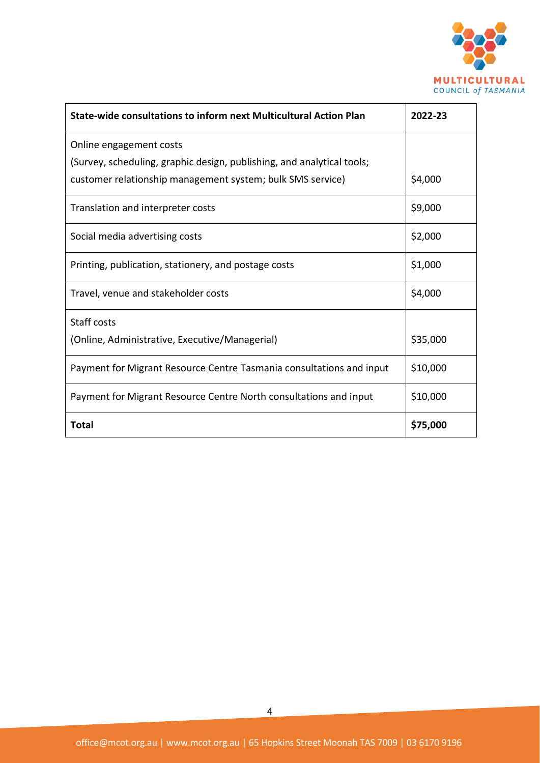| State-wide consultations to inform next Multicultural Action Plan | 2022-23 |
| --- | --- |
| Online engagement costs<br>(Survey, scheduling, graphic design, publishing, and analytical tools; customer relationship management system; bulk SMS service) | $4,000 |
| Translation and interpreter costs | $9,000 |
| Social media advertising costs | $2,000 |
| Printing, publication, stationery, and postage costs | $1,000 |
| Travel, venue and stakeholder costs | $4,000 |
| Staff costs<br>(Online, Administrative, Executive/Managerial) | $35,000 |
| Payment for Migrant Resource Centre Tasmania consultations and input | $10,000 |
| Payment for Migrant Resource Centre North consultations and input | $10,000 |
| **Total** | **$75,000** |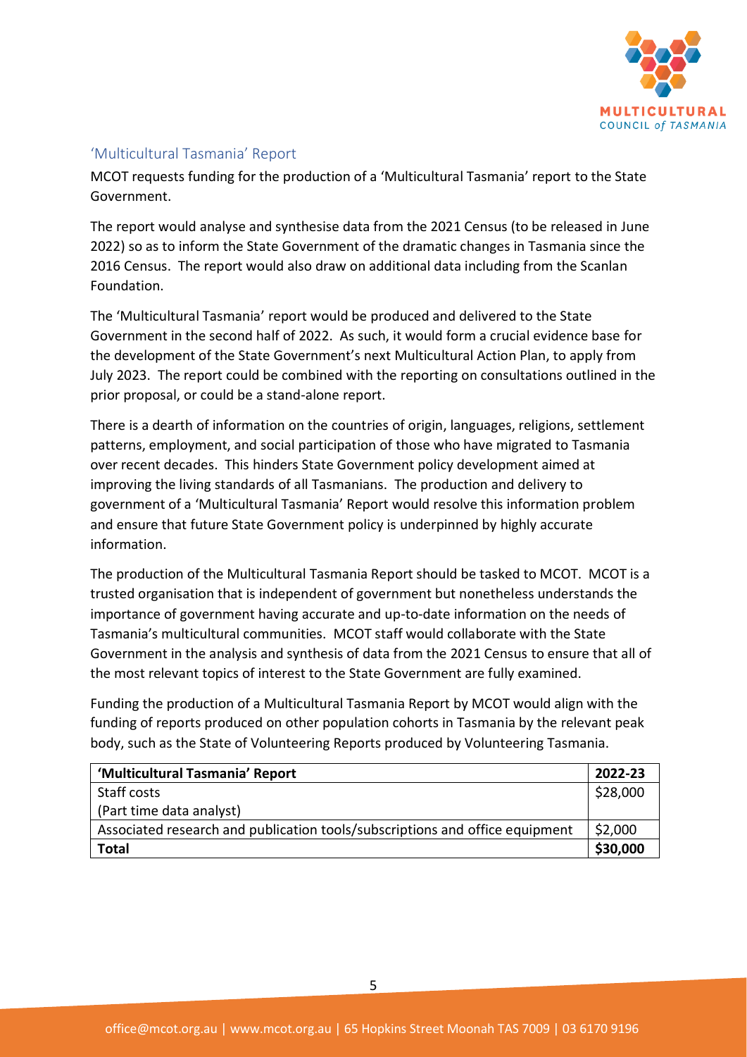## 'Multicultural Tasmania' Report

MCOT requests funding for the production of a 'Multicultural Tasmania' report to the State Government.

The report would analyse and synthesise data from the 2021 Census (to be released in June 2022) so as to inform the State Government of the dramatic changes in Tasmania since the 2016 Census. The report would also draw on additional data including from the Scanlan Foundation.

The 'Multicultural Tasmania' report would be produced and delivered to the State Government in the second half of 2022. As such, it would form a crucial evidence base for the development of the State Government's next Multicultural Action Plan, to apply from July 2023. The report could be combined with the reporting on consultations outlined in the prior proposal, or could be a stand-alone report.

There is a dearth of information on the countries of origin, languages, religions, settlement patterns, employment, and social participation of those who have migrated to Tasmania over recent decades. This hinders State Government policy development aimed at improving the living standards of all Tasmanians. The production and delivery to government of a 'Multicultural Tasmania' Report would resolve this information problem and ensure that future State Government policy is underpinned by highly accurate information.

The production of the Multicultural Tasmania Report should be tasked to MCOT. MCOT is a trusted organisation that is independent of government but nonetheless understands the importance of government having accurate and up-to-date information on the needs of Tasmania's multicultural communities. MCOT staff would collaborate with the State Government in the analysis and synthesis of data from the 2021 Census to ensure that all of the most relevant topics of interest to the State Government are fully examined.

Funding the production of a Multicultural Tasmania Report by MCOT would align with the funding of reports produced on other population cohorts in Tasmania by the relevant peak body, such as the State of Volunteering Reports produced by Volunteering Tasmania.

| **'Multicultural Tasmania' Report** | **2022-23** |
|---|---|
| Staff costs (Part time data analyst) | $28,000 |
| Associated research and publication tools/subscriptions and office equipment | $2,000 |
| **Total** | **$30,000** |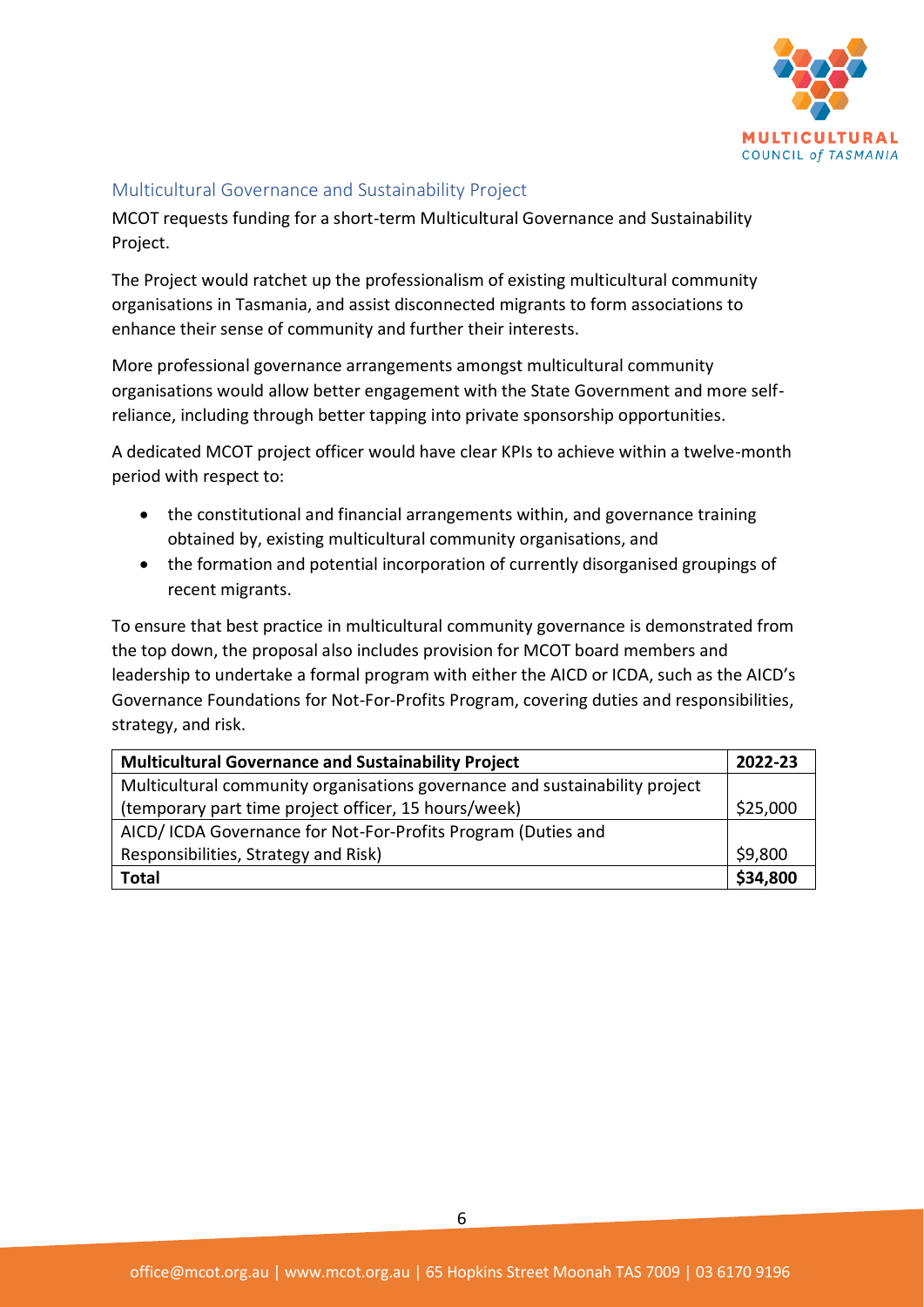## Multicultural Governance and Sustainability Project

MCOT requests funding for a short-term Multicultural Governance and Sustainability Project.

The Project would ratchet up the professionalism of existing multicultural community organisations in Tasmania, and assist disconnected migrants to form associations to enhance their sense of community and further their interests.

More professional governance arrangements amongst multicultural community organisations would allow better engagement with the State Government and more self-reliance, including through better tapping into private sponsorship opportunities.

A dedicated MCOT project officer would have clear KPIs to achieve within a twelve-month period with respect to:

- the constitutional and financial arrangements within, and governance training obtained by, existing multicultural community organisations, and
- the formation and potential incorporation of currently disorganised groupings of recent migrants.

To ensure that best practice in multicultural community governance is demonstrated from the top down, the proposal also includes provision for MCOT board members and leadership to undertake a formal program with either the AICD or ICDA, such as the AICD's Governance Foundations for Not-For-Profits Program, covering duties and responsibilities, strategy, and risk.

| **Multicultural Governance and Sustainability Project** | **2022-23** |
|---|---|
| Multicultural community organisations governance and sustainability project (temporary part time project officer, 15 hours/week) | \$25,000 |
| AICD/ ICDA Governance for Not-For-Profits Program (Duties and Responsibilities, Strategy and Risk) | \$9,800 |
| **Total** | **\$34,800** |